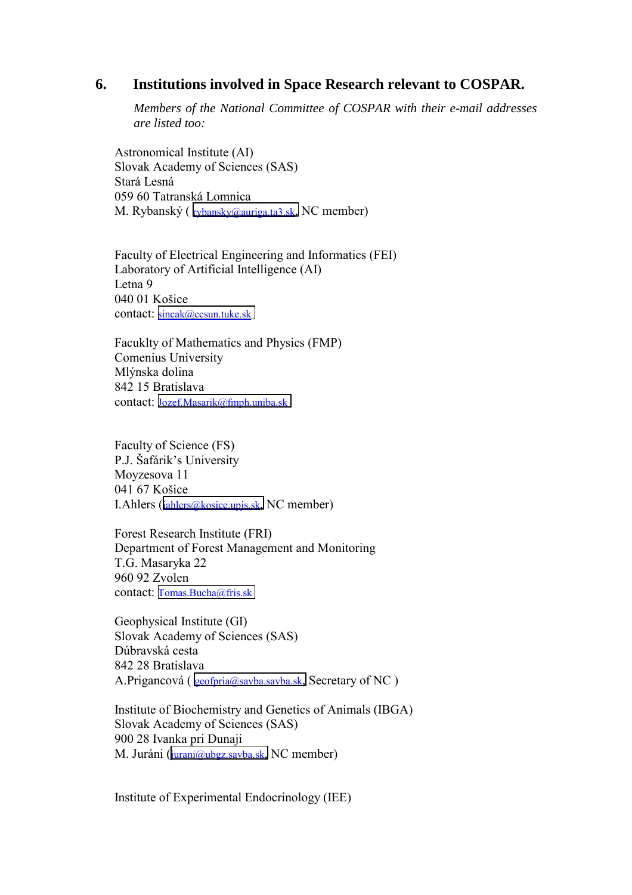## 6. Institutions involved in Space Research relevant to COSPAR.

*Members of the National Committee of COSPAR with their e-mail addresses are listed too:*

Astronomical Institute (AI)
Slovak Academy of Sciences (SAS)
Stará Lesná
059 60 Tatranská Lomnica
M. Rybanský ( rybansky@auriga.ta3.sk, NC member)

Faculty of Electrical Engineering and Informatics (FEI)
Laboratory of Artificial Intelligence (AI)
Letna 9
040 01 Košice
contact: sincak@ccsun.tuke.sk

Facuklty of Mathematics and Physics (FMP)
Comenius University
Mlýnska dolina
842 15 Bratislava
contact: Jozef.Masarik@fmph.uniba.sk

Faculty of Science (FS)
P.J. Šafárik's University
Moyzesova 11
041 67 Košice
I.Ahlers (iahlers@kosice.upjs.sk, NC member)

Forest Research Institute (FRI)
Department of Forest Management and Monitoring
T.G. Masaryka 22
960 92 Zvolen
contact: Tomas.Bucha@fris.sk

Geophysical Institute (GI)
Slovak Academy of Sciences (SAS)
Dúbravská cesta
842 28 Bratislava
A.Prigancová ( geofpria@savba.savba.sk, Secretary of NC )

Institute of Biochemistry and Genetics of Animals (IBGA)
Slovak Academy of Sciences (SAS)
900 28 Ivanka pri Dunaji
M. Juráni (jurani@ubgz.savba.sk, NC member)

Institute of Experimental Endocrinology (IEE)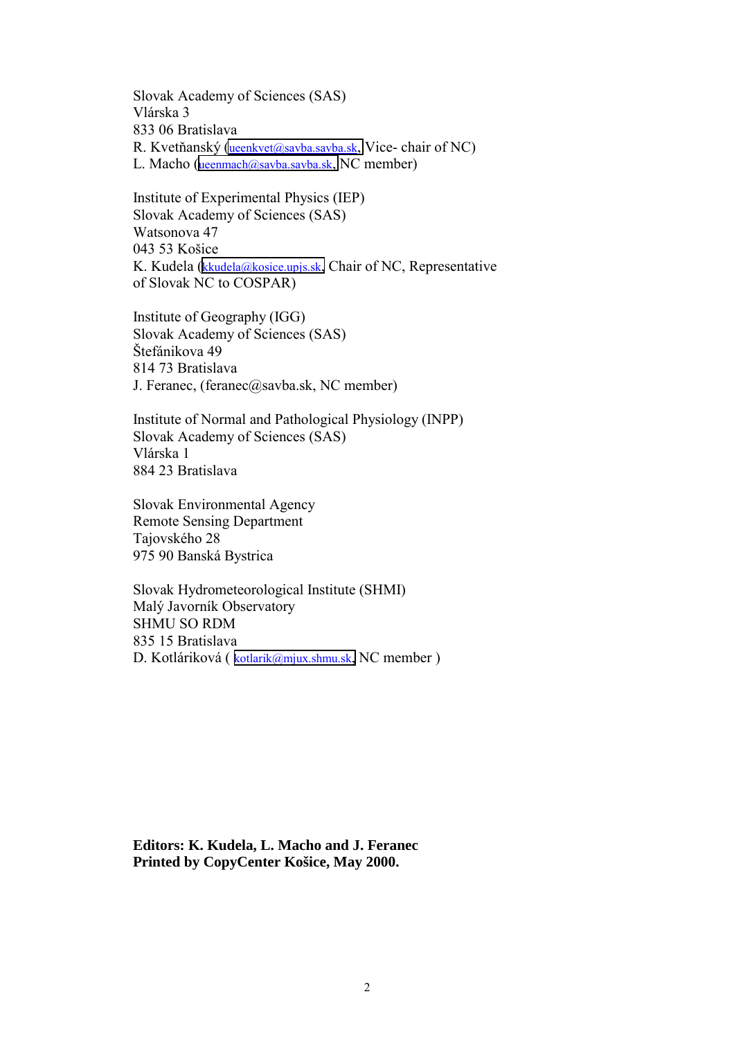Slovak Academy of Sciences (SAS)
Vlárska 3
833 06 Bratislava
R. Kvetňanský (ueenkvet@savba.savba.sk, Vice- chair of NC)
L. Macho (ueenmach@savba.savba.sk, NC member)

Institute of Experimental Physics (IEP)
Slovak Academy of Sciences (SAS)
Watsonova 47
043 53 Košice
K. Kudela (kkudela@kosice.upjs.sk, Chair of NC, Representative of Slovak NC to COSPAR)

Institute of Geography (IGG)
Slovak Academy of Sciences (SAS)
Štefánikova 49
814 73 Bratislava
J. Feranec, (feranec@savba.sk, NC member)

Institute of Normal and Pathological Physiology (INPP)
Slovak Academy of Sciences (SAS)
Vlárska 1
884 23 Bratislava

Slovak Environmental Agency
Remote Sensing Department
Tajovského 28
975 90 Banská Bystrica

Slovak Hydrometeorological Institute (SHMI)
Malý Javorník Observatory
SHMU SO RDM
835 15 Bratislava
D. Kotláriková ( kotlarik@mjux.shmu.sk, NC member )

**Editors: K. Kudela, L. Macho and J. Feranec**
**Printed by CopyCenter Košice, May 2000.**